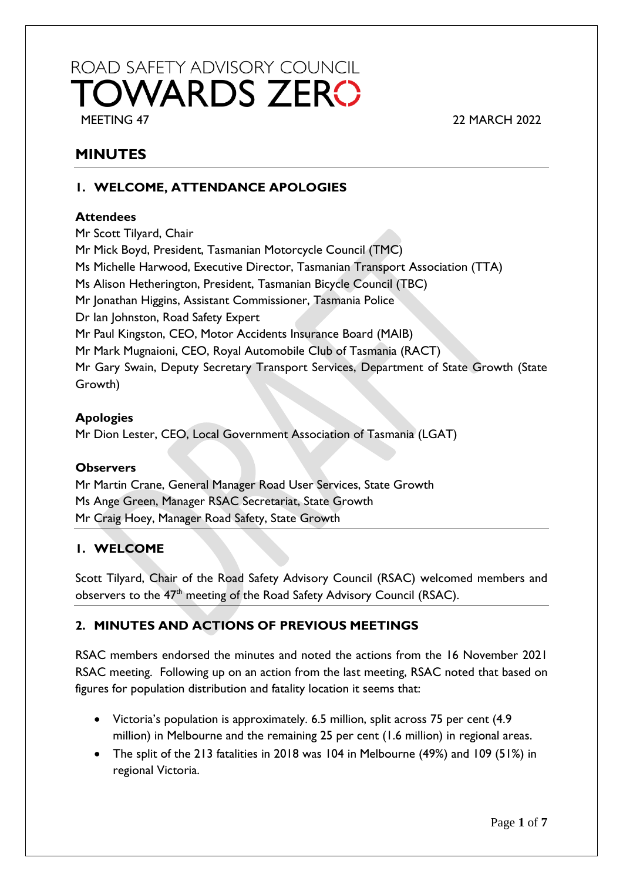ROAD SAFETY ADVISORY COUNCIL
# TOWARDS ZERO

MEETING 47 22 MARCH 2022

# MINUTES

## 1. WELCOME, ATTENDANCE APOLOGIES

**Attendees**

Mr Scott Tilyard, Chair
Mr Mick Boyd, President, Tasmanian Motorcycle Council (TMC)
Ms Michelle Harwood, Executive Director, Tasmanian Transport Association (TTA)
Ms Alison Hetherington, President, Tasmanian Bicycle Council (TBC)
Mr Jonathan Higgins, Assistant Commissioner, Tasmania Police
Dr Ian Johnston, Road Safety Expert
Mr Paul Kingston, CEO, Motor Accidents Insurance Board (MAIB)
Mr Mark Mugnaioni, CEO, Royal Automobile Club of Tasmania (RACT)
Mr Gary Swain, Deputy Secretary Transport Services, Department of State Growth (State Growth)

**Apologies**

Mr Dion Lester, CEO, Local Government Association of Tasmania (LGAT)

**Observers**

Mr Martin Crane, General Manager Road User Services, State Growth
Ms Ange Green, Manager RSAC Secretariat, State Growth
Mr Craig Hoey, Manager Road Safety, State Growth

## 1. WELCOME

Scott Tilyard, Chair of the Road Safety Advisory Council (RSAC) welcomed members and observers to the 47th meeting of the Road Safety Advisory Council (RSAC).

## 2. MINUTES AND ACTIONS OF PREVIOUS MEETINGS

RSAC members endorsed the minutes and noted the actions from the 16 November 2021 RSAC meeting. Following up on an action from the last meeting, RSAC noted that based on figures for population distribution and fatality location it seems that:

- Victoria's population is approximately. 6.5 million, split across 75 per cent (4.9 million) in Melbourne and the remaining 25 per cent (1.6 million) in regional areas.
- The split of the 213 fatalities in 2018 was 104 in Melbourne (49%) and 109 (51%) in regional Victoria.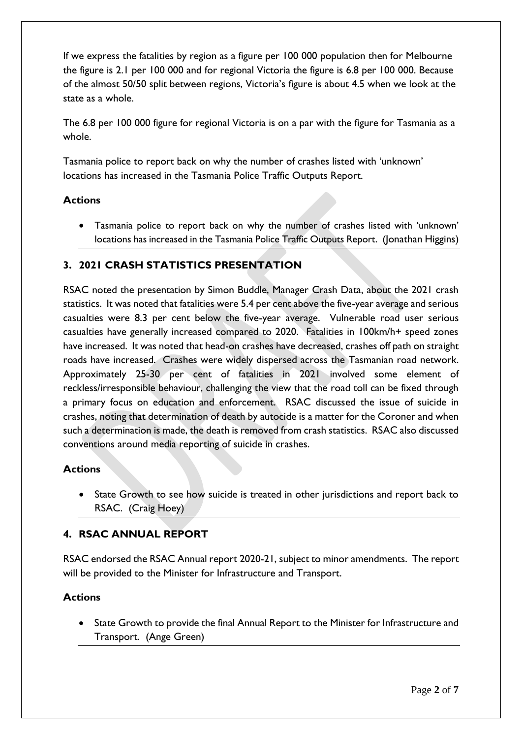If we express the fatalities by region as a figure per 100 000 population then for Melbourne the figure is 2.1 per 100 000 and for regional Victoria the figure is 6.8 per 100 000. Because of the almost 50/50 split between regions, Victoria's figure is about 4.5 when we look at the state as a whole.

The 6.8 per 100 000 figure for regional Victoria is on a par with the figure for Tasmania as a whole.

Tasmania police to report back on why the number of crashes listed with 'unknown' locations has increased in the Tasmania Police Traffic Outputs Report.

**Actions**

- Tasmania police to report back on why the number of crashes listed with 'unknown' locations has increased in the Tasmania Police Traffic Outputs Report. (Jonathan Higgins)

## 3. 2021 CRASH STATISTICS PRESENTATION

RSAC noted the presentation by Simon Buddle, Manager Crash Data, about the 2021 crash statistics. It was noted that fatalities were 5.4 per cent above the five-year average and serious casualties were 8.3 per cent below the five-year average. Vulnerable road user serious casualties have generally increased compared to 2020. Fatalities in 100km/h+ speed zones have increased. It was noted that head-on crashes have decreased, crashes off path on straight roads have increased. Crashes were widely dispersed across the Tasmanian road network. Approximately 25-30 per cent of fatalities in 2021 involved some element of reckless/irresponsible behaviour, challenging the view that the road toll can be fixed through a primary focus on education and enforcement. RSAC discussed the issue of suicide in crashes, noting that determination of death by autocide is a matter for the Coroner and when such a determination is made, the death is removed from crash statistics. RSAC also discussed conventions around media reporting of suicide in crashes.

**Actions**

- State Growth to see how suicide is treated in other jurisdictions and report back to RSAC. (Craig Hoey)

## 4. RSAC ANNUAL REPORT

RSAC endorsed the RSAC Annual report 2020-21, subject to minor amendments. The report will be provided to the Minister for Infrastructure and Transport.

**Actions**

- State Growth to provide the final Annual Report to the Minister for Infrastructure and Transport. (Ange Green)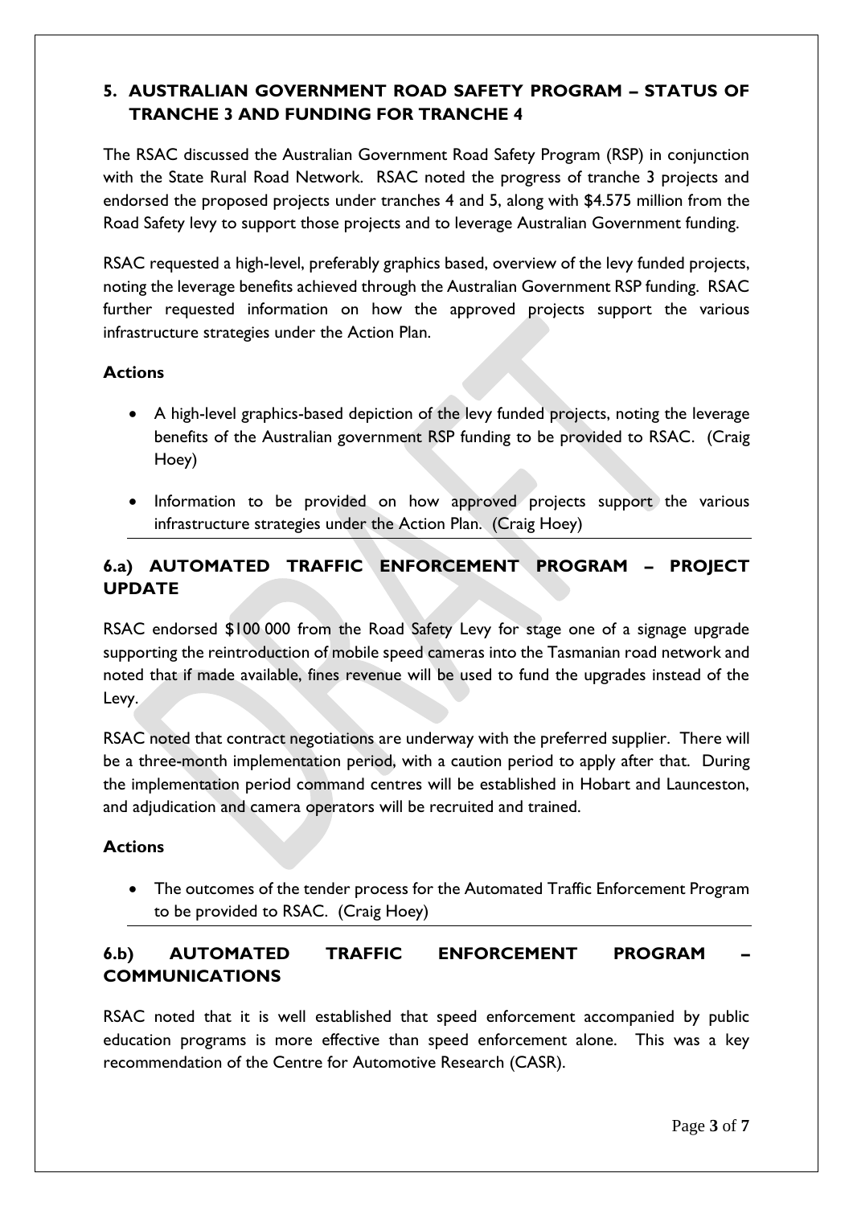## 5. AUSTRALIAN GOVERNMENT ROAD SAFETY PROGRAM – STATUS OF TRANCHE 3 AND FUNDING FOR TRANCHE 4

The RSAC discussed the Australian Government Road Safety Program (RSP) in conjunction with the State Rural Road Network. RSAC noted the progress of tranche 3 projects and endorsed the proposed projects under tranches 4 and 5, along with $4.575 million from the Road Safety levy to support those projects and to leverage Australian Government funding.

RSAC requested a high-level, preferably graphics based, overview of the levy funded projects, noting the leverage benefits achieved through the Australian Government RSP funding. RSAC further requested information on how the approved projects support the various infrastructure strategies under the Action Plan.

### Actions

- A high-level graphics-based depiction of the levy funded projects, noting the leverage benefits of the Australian government RSP funding to be provided to RSAC. (Craig Hoey)
- Information to be provided on how approved projects support the various infrastructure strategies under the Action Plan. (Craig Hoey)

## 6.a) AUTOMATED TRAFFIC ENFORCEMENT PROGRAM – PROJECT UPDATE

RSAC endorsed $100 000 from the Road Safety Levy for stage one of a signage upgrade supporting the reintroduction of mobile speed cameras into the Tasmanian road network and noted that if made available, fines revenue will be used to fund the upgrades instead of the Levy.

RSAC noted that contract negotiations are underway with the preferred supplier. There will be a three-month implementation period, with a caution period to apply after that. During the implementation period command centres will be established in Hobart and Launceston, and adjudication and camera operators will be recruited and trained.

### Actions

- The outcomes of the tender process for the Automated Traffic Enforcement Program to be provided to RSAC. (Craig Hoey)

## 6.b) AUTOMATED TRAFFIC ENFORCEMENT PROGRAM – COMMUNICATIONS

RSAC noted that it is well established that speed enforcement accompanied by public education programs is more effective than speed enforcement alone. This was a key recommendation of the Centre for Automotive Research (CASR).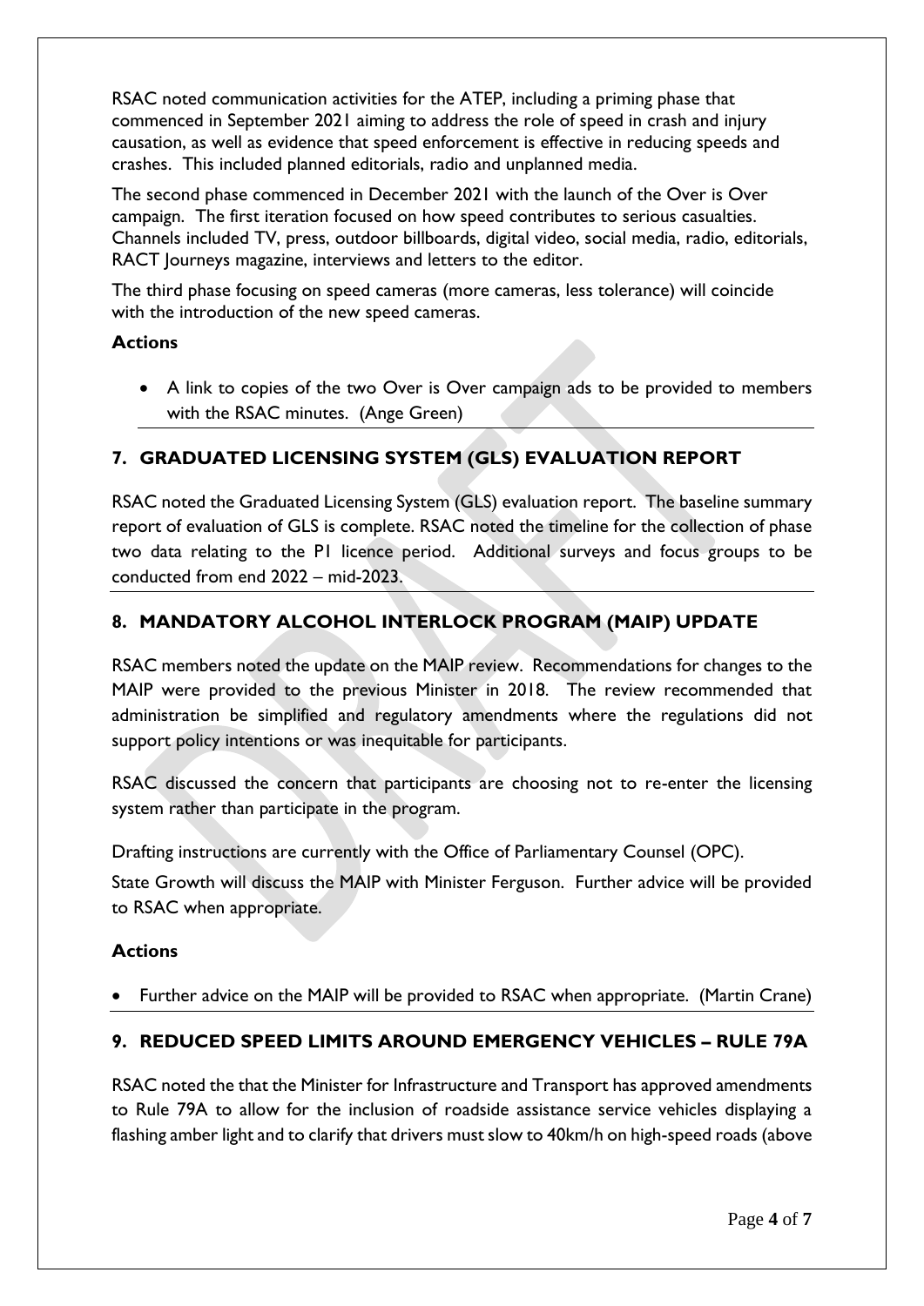RSAC noted communication activities for the ATEP, including a priming phase that commenced in September 2021 aiming to address the role of speed in crash and injury causation, as well as evidence that speed enforcement is effective in reducing speeds and crashes. This included planned editorials, radio and unplanned media.

The second phase commenced in December 2021 with the launch of the Over is Over campaign. The first iteration focused on how speed contributes to serious casualties. Channels included TV, press, outdoor billboards, digital video, social media, radio, editorials, RACT Journeys magazine, interviews and letters to the editor.

The third phase focusing on speed cameras (more cameras, less tolerance) will coincide with the introduction of the new speed cameras.

**Actions**

- A link to copies of the two Over is Over campaign ads to be provided to members with the RSAC minutes. (Ange Green)

## 7. GRADUATED LICENSING SYSTEM (GLS) EVALUATION REPORT

RSAC noted the Graduated Licensing System (GLS) evaluation report. The baseline summary report of evaluation of GLS is complete. RSAC noted the timeline for the collection of phase two data relating to the P1 licence period. Additional surveys and focus groups to be conducted from end 2022 – mid-2023.

## 8. MANDATORY ALCOHOL INTERLOCK PROGRAM (MAIP) UPDATE

RSAC members noted the update on the MAIP review. Recommendations for changes to the MAIP were provided to the previous Minister in 2018. The review recommended that administration be simplified and regulatory amendments where the regulations did not support policy intentions or was inequitable for participants.

RSAC discussed the concern that participants are choosing not to re-enter the licensing system rather than participate in the program.

Drafting instructions are currently with the Office of Parliamentary Counsel (OPC).

State Growth will discuss the MAIP with Minister Ferguson. Further advice will be provided to RSAC when appropriate.

**Actions**

- Further advice on the MAIP will be provided to RSAC when appropriate. (Martin Crane)

## 9. REDUCED SPEED LIMITS AROUND EMERGENCY VEHICLES – RULE 79A

RSAC noted the that the Minister for Infrastructure and Transport has approved amendments to Rule 79A to allow for the inclusion of roadside assistance service vehicles displaying a flashing amber light and to clarify that drivers must slow to 40km/h on high-speed roads (above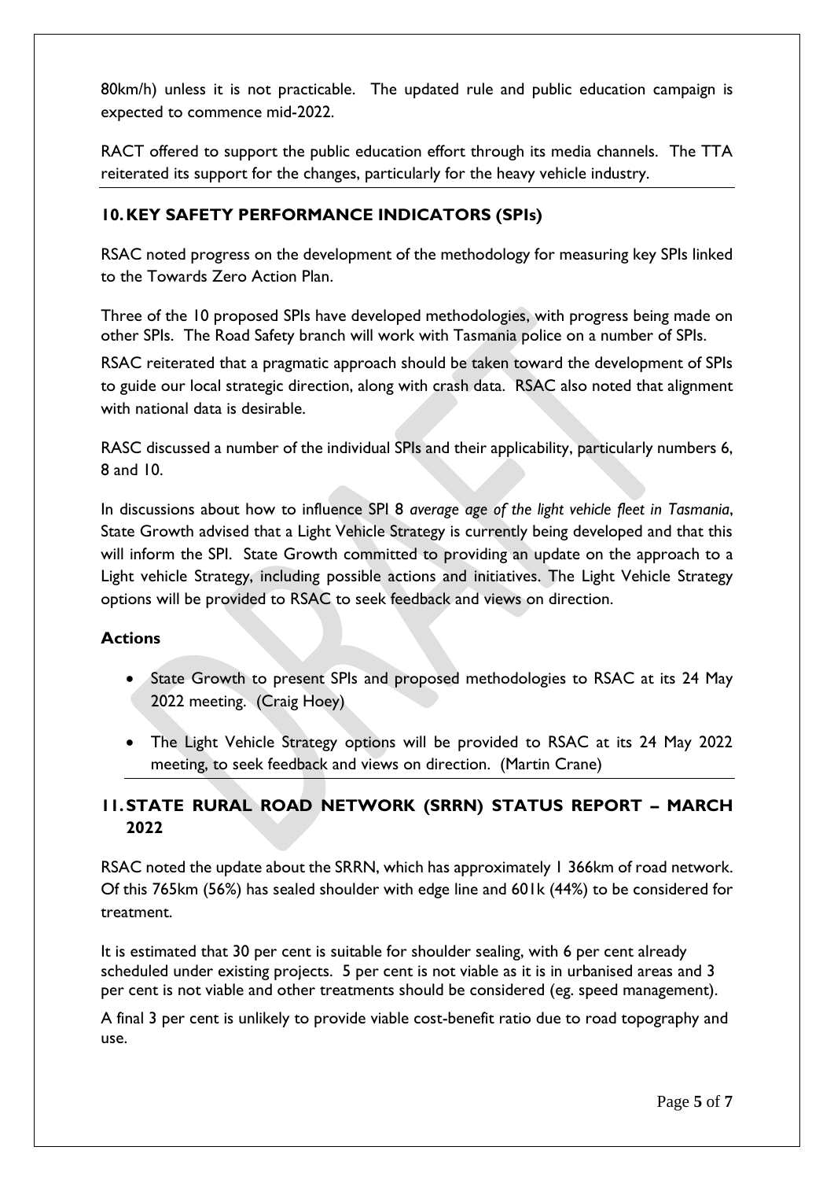80km/h) unless it is not practicable. The updated rule and public education campaign is expected to commence mid-2022.

RACT offered to support the public education effort through its media channels. The TTA reiterated its support for the changes, particularly for the heavy vehicle industry.

## 10. KEY SAFETY PERFORMANCE INDICATORS (SPIs)

RSAC noted progress on the development of the methodology for measuring key SPIs linked to the Towards Zero Action Plan.

Three of the 10 proposed SPIs have developed methodologies, with progress being made on other SPIs. The Road Safety branch will work with Tasmania police on a number of SPIs.

RSAC reiterated that a pragmatic approach should be taken toward the development of SPIs to guide our local strategic direction, along with crash data. RSAC also noted that alignment with national data is desirable.

RASC discussed a number of the individual SPIs and their applicability, particularly numbers 6, 8 and 10.

In discussions about how to influence SPI 8 *average age of the light vehicle fleet in Tasmania*, State Growth advised that a Light Vehicle Strategy is currently being developed and that this will inform the SPI. State Growth committed to providing an update on the approach to a Light vehicle Strategy, including possible actions and initiatives. The Light Vehicle Strategy options will be provided to RSAC to seek feedback and views on direction.

**Actions**

- State Growth to present SPIs and proposed methodologies to RSAC at its 24 May 2022 meeting. (Craig Hoey)
- The Light Vehicle Strategy options will be provided to RSAC at its 24 May 2022 meeting, to seek feedback and views on direction. (Martin Crane)

## 11. STATE RURAL ROAD NETWORK (SRRN) STATUS REPORT – MARCH 2022

RSAC noted the update about the SRRN, which has approximately 1 366km of road network. Of this 765km (56%) has sealed shoulder with edge line and 601k (44%) to be considered for treatment.

It is estimated that 30 per cent is suitable for shoulder sealing, with 6 per cent already scheduled under existing projects. 5 per cent is not viable as it is in urbanised areas and 3 per cent is not viable and other treatments should be considered (eg. speed management).

A final 3 per cent is unlikely to provide viable cost-benefit ratio due to road topography and use.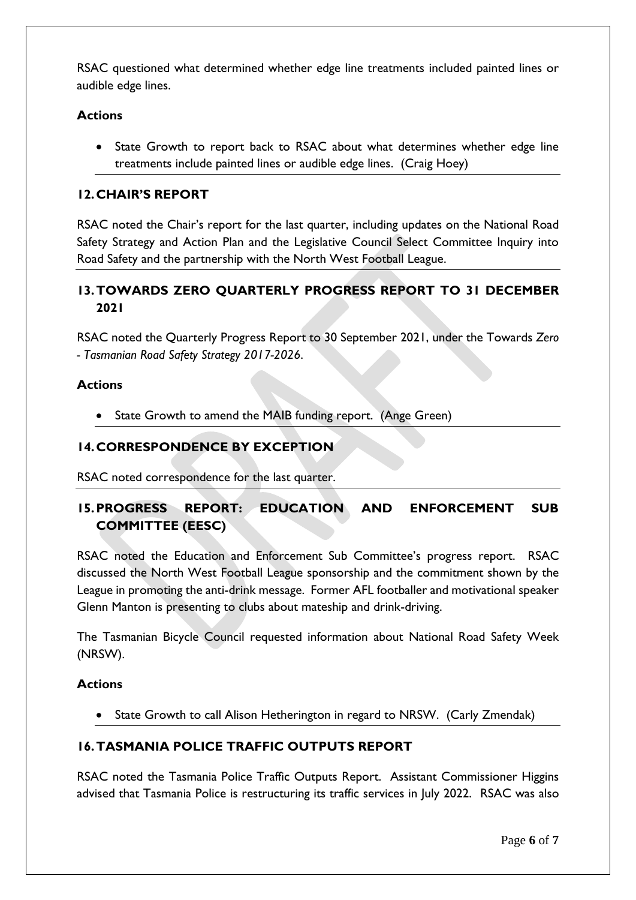RSAC questioned what determined whether edge line treatments included painted lines or audible edge lines.

**Actions**

- State Growth to report back to RSAC about what determines whether edge line treatments include painted lines or audible edge lines. (Craig Hoey)

## 12. CHAIR'S REPORT

RSAC noted the Chair's report for the last quarter, including updates on the National Road Safety Strategy and Action Plan and the Legislative Council Select Committee Inquiry into Road Safety and the partnership with the North West Football League.

## 13. TOWARDS ZERO QUARTERLY PROGRESS REPORT TO 31 DECEMBER 2021

RSAC noted the Quarterly Progress Report to 30 September 2021, under the Towards *Zero - Tasmanian Road Safety Strategy 2017-2026*.

**Actions**

- State Growth to amend the MAIB funding report. (Ange Green)

## 14. CORRESPONDENCE BY EXCEPTION

RSAC noted correspondence for the last quarter.

## 15. PROGRESS REPORT: EDUCATION AND ENFORCEMENT SUB COMMITTEE (EESC)

RSAC noted the Education and Enforcement Sub Committee's progress report. RSAC discussed the North West Football League sponsorship and the commitment shown by the League in promoting the anti-drink message. Former AFL footballer and motivational speaker Glenn Manton is presenting to clubs about mateship and drink-driving.

The Tasmanian Bicycle Council requested information about National Road Safety Week (NRSW).

**Actions**

- State Growth to call Alison Hetherington in regard to NRSW. (Carly Zmendak)

## 16. TASMANIA POLICE TRAFFIC OUTPUTS REPORT

RSAC noted the Tasmania Police Traffic Outputs Report. Assistant Commissioner Higgins advised that Tasmania Police is restructuring its traffic services in July 2022. RSAC was also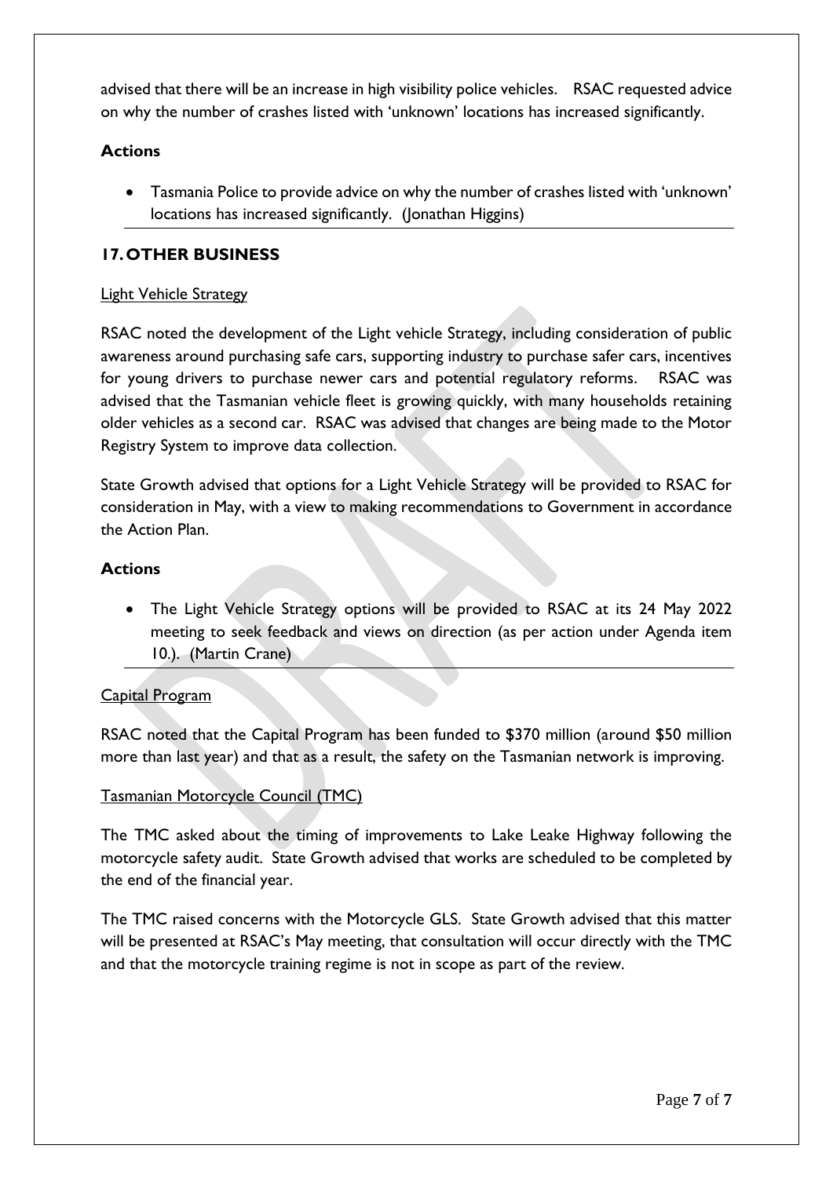advised that there will be an increase in high visibility police vehicles. RSAC requested advice on why the number of crashes listed with 'unknown' locations has increased significantly.

**Actions**

- Tasmania Police to provide advice on why the number of crashes listed with 'unknown' locations has increased significantly. (Jonathan Higgins)

## 17. OTHER BUSINESS

Light Vehicle Strategy

RSAC noted the development of the Light vehicle Strategy, including consideration of public awareness around purchasing safe cars, supporting industry to purchase safer cars, incentives for young drivers to purchase newer cars and potential regulatory reforms. RSAC was advised that the Tasmanian vehicle fleet is growing quickly, with many households retaining older vehicles as a second car. RSAC was advised that changes are being made to the Motor Registry System to improve data collection.

State Growth advised that options for a Light Vehicle Strategy will be provided to RSAC for consideration in May, with a view to making recommendations to Government in accordance the Action Plan.

**Actions**

- The Light Vehicle Strategy options will be provided to RSAC at its 24 May 2022 meeting to seek feedback and views on direction (as per action under Agenda item 10.). (Martin Crane)

Capital Program

RSAC noted that the Capital Program has been funded to $370 million (around $50 million more than last year) and that as a result, the safety on the Tasmanian network is improving.

Tasmanian Motorcycle Council (TMC)

The TMC asked about the timing of improvements to Lake Leake Highway following the motorcycle safety audit. State Growth advised that works are scheduled to be completed by the end of the financial year.

The TMC raised concerns with the Motorcycle GLS. State Growth advised that this matter will be presented at RSAC's May meeting, that consultation will occur directly with the TMC and that the motorcycle training regime is not in scope as part of the review.